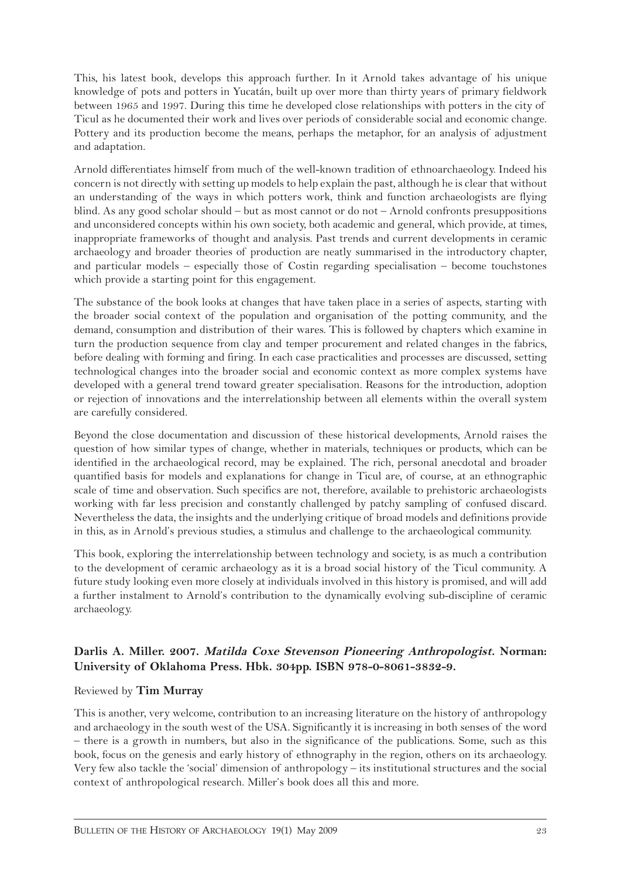This, his latest book, develops this approach further. In it Arnold takes advantage of his unique knowledge of pots and potters in Yucatán, built up over more than thirty years of primary fieldwork between 1965 and 1997. During this time he developed close relationships with potters in the city of Ticul as he documented their work and lives over periods of considerable social and economic change. Pottery and its production become the means, perhaps the metaphor, for an analysis of adjustment and adaptation.

Arnold differentiates himself from much of the well-known tradition of ethnoarchaeology. Indeed his concern is not directly with setting up models to help explain the past, although he is clear that without an understanding of the ways in which potters work, think and function archaeologists are flying blind. As any good scholar should – but as most cannot or do not – Arnold confronts presuppositions and unconsidered concepts within his own society, both academic and general, which provide, at times, inappropriate frameworks of thought and analysis. Past trends and current developments in ceramic archaeology and broader theories of production are neatly summarised in the introductory chapter, and particular models – especially those of Costin regarding specialisation – become touchstones which provide a starting point for this engagement.

The substance of the book looks at changes that have taken place in a series of aspects, starting with the broader social context of the population and organisation of the potting community, and the demand, consumption and distribution of their wares. This is followed by chapters which examine in turn the production sequence from clay and temper procurement and related changes in the fabrics, before dealing with forming and firing. In each case practicalities and processes are discussed, setting technological changes into the broader social and economic context as more complex systems have developed with a general trend toward greater specialisation. Reasons for the introduction, adoption or rejection of innovations and the interrelationship between all elements within the overall system are carefully considered.

Beyond the close documentation and discussion of these historical developments, Arnold raises the question of how similar types of change, whether in materials, techniques or products, which can be identified in the archaeological record, may be explained. The rich, personal anecdotal and broader quantified basis for models and explanations for change in Ticul are, of course, at an ethnographic scale of time and observation. Such specifics are not, therefore, available to prehistoric archaeologists working with far less precision and constantly challenged by patchy sampling of confused discard. Nevertheless the data, the insights and the underlying critique of broad models and definitions provide in this, as in Arnold's previous studies, a stimulus and challenge to the archaeological community.

This book, exploring the interrelationship between technology and society, is as much a contribution to the development of ceramic archaeology as it is a broad social history of the Ticul community. A future study looking even more closely at individuals involved in this history is promised, and will add a further instalment to Arnold's contribution to the dynamically evolving sub-discipline of ceramic archaeology.

## Darlis A. Miller. 2007. *Matilda Coxe Stevenson Pioneering Anthropologist*. Norman: University of Oklahoma Press. Hbk. 304pp. ISBN 978-0-8061-3832-9.

Reviewed by **Tim Murray**

This is another, very welcome, contribution to an increasing literature on the history of anthropology and archaeology in the south west of the USA. Significantly it is increasing in both senses of the word – there is a growth in numbers, but also in the significance of the publications. Some, such as this book, focus on the genesis and early history of ethnography in the region, others on its archaeology. Very few also tackle the 'social' dimension of anthropology – its institutional structures and the social context of anthropological research. Miller's book does all this and more.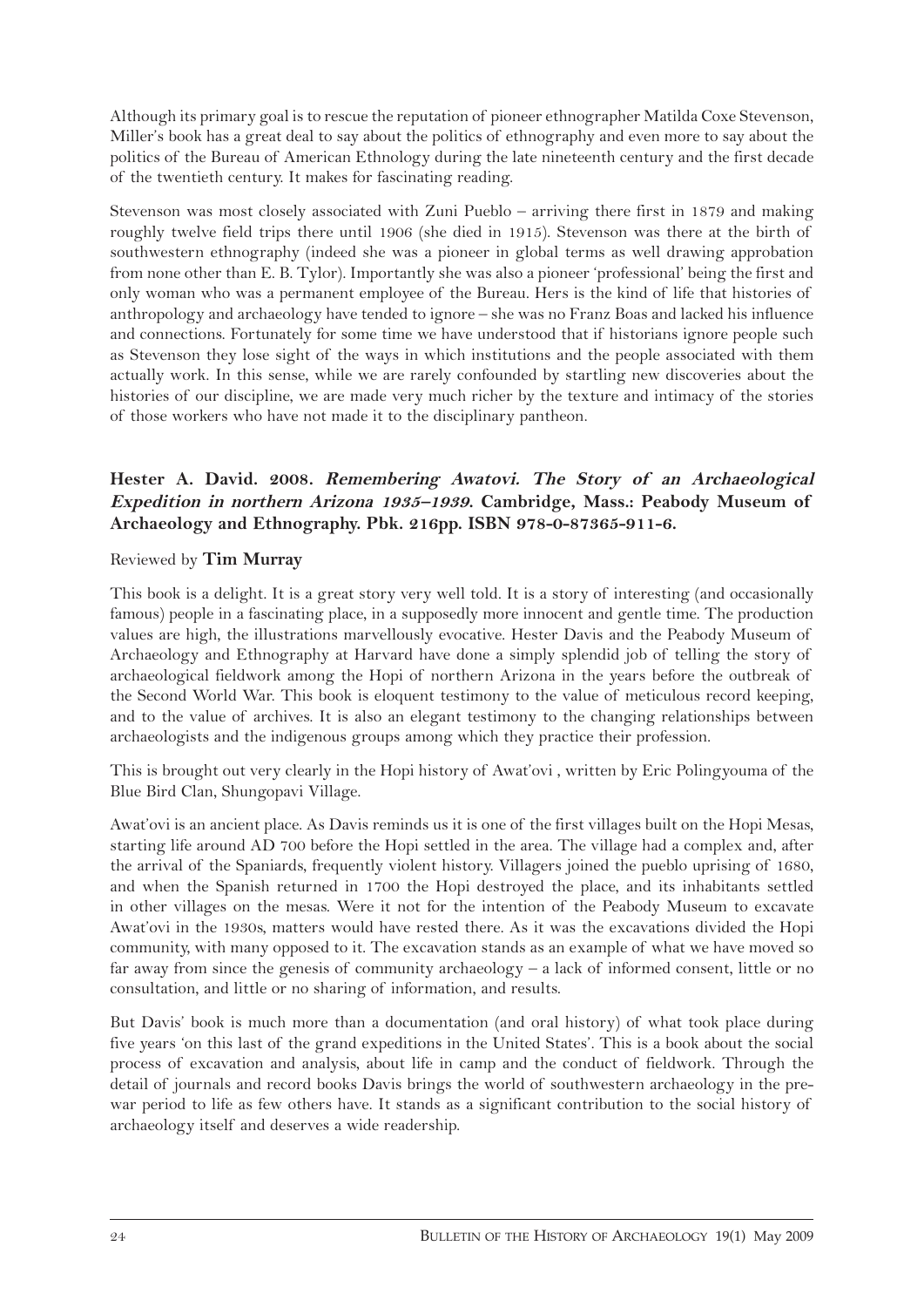Although its primary goal is to rescue the reputation of pioneer ethnographer Matilda Coxe Stevenson, Miller's book has a great deal to say about the politics of ethnography and even more to say about the politics of the Bureau of American Ethnology during the late nineteenth century and the first decade of the twentieth century. It makes for fascinating reading.

Stevenson was most closely associated with Zuni Pueblo – arriving there first in 1879 and making roughly twelve field trips there until 1906 (she died in 1915). Stevenson was there at the birth of southwestern ethnography (indeed she was a pioneer in global terms as well drawing approbation from none other than E. B. Tylor). Importantly she was also a pioneer 'professional' being the first and only woman who was a permanent employee of the Bureau. Hers is the kind of life that histories of anthropology and archaeology have tended to ignore – she was no Franz Boas and lacked his influence and connections. Fortunately for some time we have understood that if historians ignore people such as Stevenson they lose sight of the ways in which institutions and the people associated with them actually work. In this sense, while we are rarely confounded by startling new discoveries about the histories of our discipline, we are made very much richer by the texture and intimacy of the stories of those workers who have not made it to the disciplinary pantheon.

### Hester A. David. 2008. *Remembering Awatovi. The Story of an Archaeological Expedition in northern Arizona 1935–1939*. Cambridge, Mass.: Peabody Museum of Archaeology and Ethnography. Pbk. 216pp. ISBN 978-0-87365-911-6.

Reviewed by **Tim Murray**

This book is a delight. It is a great story very well told. It is a story of interesting (and occasionally famous) people in a fascinating place, in a supposedly more innocent and gentle time. The production values are high, the illustrations marvellously evocative. Hester Davis and the Peabody Museum of Archaeology and Ethnography at Harvard have done a simply splendid job of telling the story of archaeological fieldwork among the Hopi of northern Arizona in the years before the outbreak of the Second World War. This book is eloquent testimony to the value of meticulous record keeping, and to the value of archives. It is also an elegant testimony to the changing relationships between archaeologists and the indigenous groups among which they practice their profession.

This is brought out very clearly in the Hopi history of Awat'ovi , written by Eric Polingyouma of the Blue Bird Clan, Shungopavi Village.

Awat'ovi is an ancient place. As Davis reminds us it is one of the first villages built on the Hopi Mesas, starting life around AD 700 before the Hopi settled in the area. The village had a complex and, after the arrival of the Spaniards, frequently violent history. Villagers joined the pueblo uprising of 1680, and when the Spanish returned in 1700 the Hopi destroyed the place, and its inhabitants settled in other villages on the mesas. Were it not for the intention of the Peabody Museum to excavate Awat'ovi in the 1930s, matters would have rested there. As it was the excavations divided the Hopi community, with many opposed to it. The excavation stands as an example of what we have moved so far away from since the genesis of community archaeology – a lack of informed consent, little or no consultation, and little or no sharing of information, and results.

But Davis' book is much more than a documentation (and oral history) of what took place during five years 'on this last of the grand expeditions in the United States'. This is a book about the social process of excavation and analysis, about life in camp and the conduct of fieldwork. Through the detail of journals and record books Davis brings the world of southwestern archaeology in the pre-war period to life as few others have. It stands as a significant contribution to the social history of archaeology itself and deserves a wide readership.